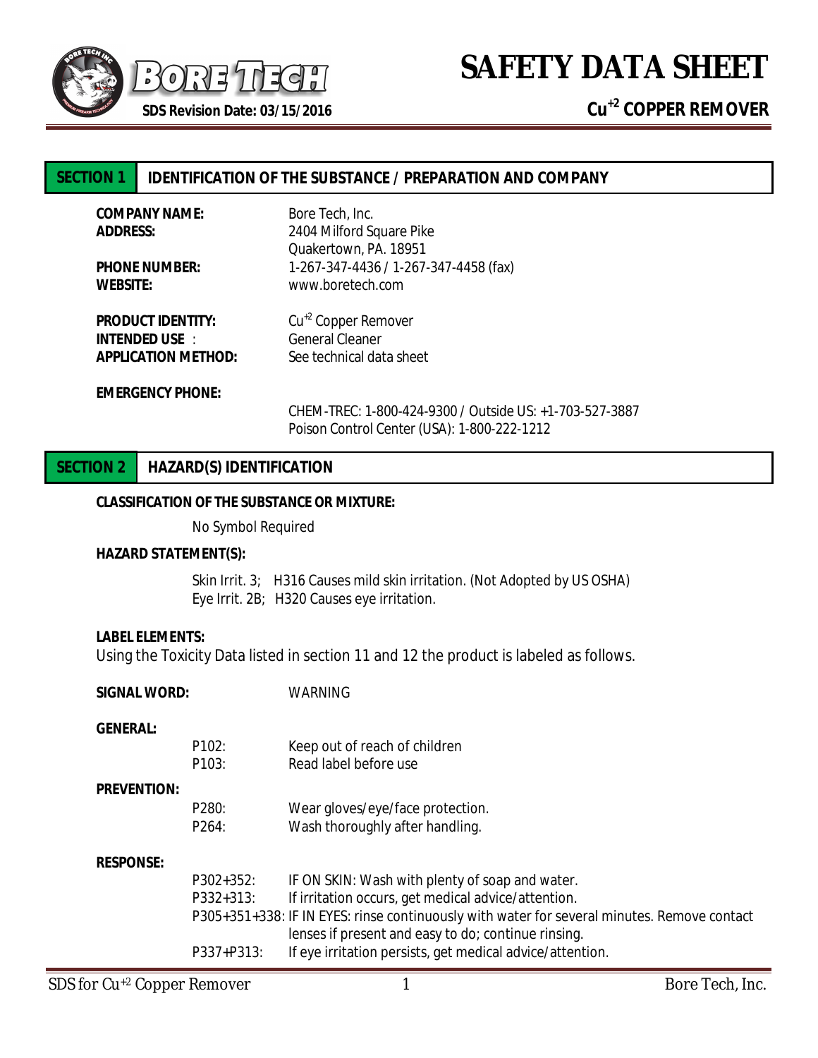# SAFETY DATA SHEET

**SDS Revision Date: 03/15/2016**

## $Cu^{+2}$ COPPER REMOVER

## SECTION 1 IDENTIFICATION OF THE SUBSTANCE / PREPARATION AND COMPANY

**COMPANY NAME:** Bore Tech, Inc.
**ADDRESS:** 2404 Milford Square Pike
Quakertown, PA. 18951
**PHONE NUMBER:** 1-267-347-4436 / 1-267-347-4458 (fax)
**WEBSITE:** www.boretech.com

**PRODUCT IDENTITY:** $Cu^{+2}$ Copper Remover
**INTENDED USE :** General Cleaner
**APPLICATION METHOD:** See technical data sheet

**EMERGENCY PHONE:**
CHEM-TREC: 1-800-424-9300 / Outside US: +1-703-527-3887
Poison Control Center (USA): 1-800-222-1212

## SECTION 2 HAZARD(S) IDENTIFICATION

**CLASSIFICATION OF THE SUBSTANCE OR MIXTURE:**

No Symbol Required

**HAZARD STATEMENT(S):**

Skin Irrit. 3; H316 Causes mild skin irritation. (Not Adopted by US OSHA)
Eye Irrit. 2B; H320 Causes eye irritation.

**LABEL ELEMENTS:**
Using the Toxicity Data listed in section 11 and 12 the product is labeled as follows.

**SIGNAL WORD:** WARNING

**GENERAL:**

P102: Keep out of reach of children
P103: Read label before use

**PREVENTION:**

P280: Wear gloves/eye/face protection.
P264: Wash thoroughly after handling.

**RESPONSE:**

P302+352: IF ON SKIN: Wash with plenty of soap and water.
P332+313: If irritation occurs, get medical advice/attention.
P305+351+338: IF IN EYES: rinse continuously with water for several minutes. Remove contact lenses if present and easy to do; continue rinsing.
P337+P313: If eye irritation persists, get medical advice/attention.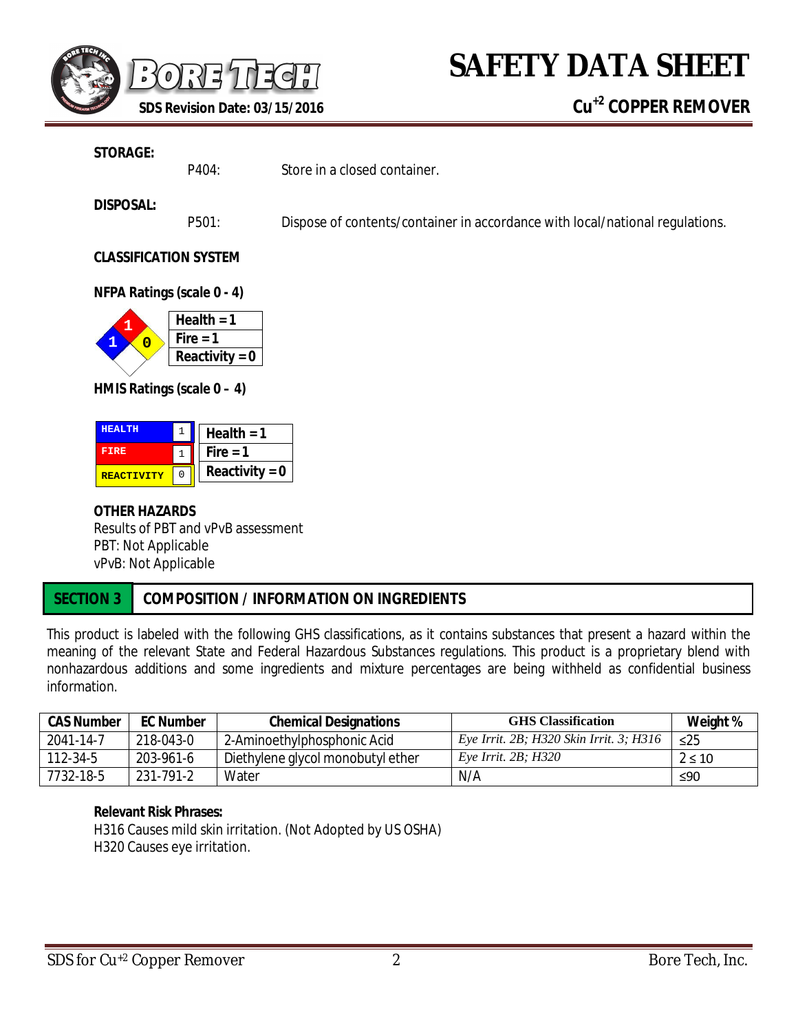**STORAGE:**

P404: Store in a closed container.

**DISPOSAL:**

P501: Dispose of contents/container in accordance with local/national regulations.

**CLASSIFICATION SYSTEM**

**NFPA Ratings (scale 0 - 4)**

| Health = 1 |
|---|
| Fire = 1 |
| Reactivity = 0 |

**HMIS Ratings (scale 0 – 4)**

| HEALTH | 1 | Health = 1 |
|---|---|---|
| FIRE | 1 | Fire = 1 |
| REACTIVITY | 0 | Reactivity = 0 |

**OTHER HAZARDS**

Results of PBT and vPvB assessment
PBT: Not Applicable
vPvB: Not Applicable

## SECTION 3 COMPOSITION / INFORMATION ON INGREDIENTS

This product is labeled with the following GHS classifications, as it contains substances that present a hazard within the meaning of the relevant State and Federal Hazardous Substances regulations. This product is a proprietary blend with nonhazardous additions and some ingredients and mixture percentages are being withheld as confidential business information.

| CAS Number | EC Number | Chemical Designations | GHS Classification | Weight % |
|---|---|---|---|---|
| 2041-14-7 | 218-043-0 | 2-Aminoethylphosphonic Acid | *Eye Irrit. 2B; H320 Skin Irrit. 3; H316* | ≤25 |
| 112-34-5 | 203-961-6 | Diethylene glycol monobutyl ether | *Eye Irrit. 2B; H320* | 2 ≤ 10 |
| 7732-18-5 | 231-791-2 | Water | N/A | ≤90 |

**Relevant Risk Phrases:**

H316 Causes mild skin irritation. (Not Adopted by US OSHA)
H320 Causes eye irritation.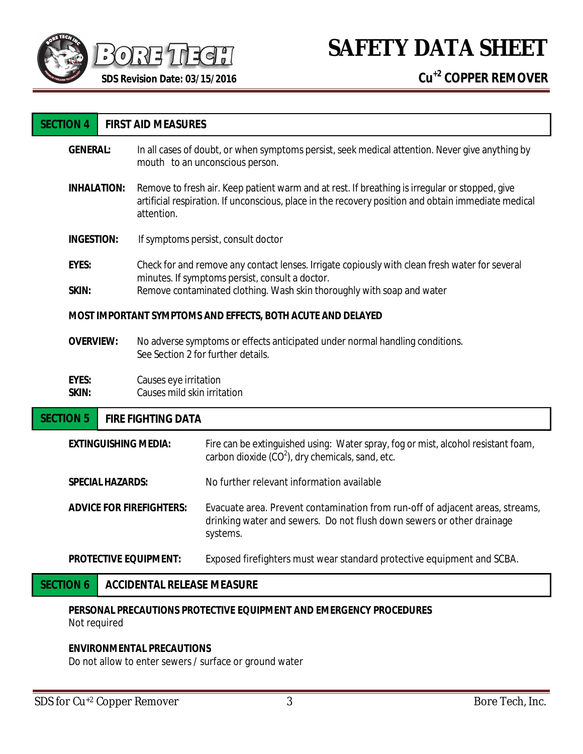## SECTION 4 FIRST AID MEASURES

**GENERAL:** In all cases of doubt, or when symptoms persist, seek medical attention. Never give anything by mouth to an unconscious person.

**INHALATION:** Remove to fresh air. Keep patient warm and at rest. If breathing is irregular or stopped, give artificial respiration. If unconscious, place in the recovery position and obtain immediate medical attention.

**INGESTION:** If symptoms persist, consult doctor

**EYES:** Check for and remove any contact lenses. Irrigate copiously with clean fresh water for several minutes. If symptoms persist, consult a doctor.

**SKIN:** Remove contaminated clothing. Wash skin thoroughly with soap and water

**MOST IMPORTANT SYMPTOMS AND EFFECTS, BOTH ACUTE AND DELAYED**

**OVERVIEW:** No adverse symptoms or effects anticipated under normal handling conditions. See Section 2 for further details.

**EYES:** Causes eye irritation

**SKIN:** Causes mild skin irritation

## SECTION 5 FIRE FIGHTING DATA

**EXTINGUISHING MEDIA:** Fire can be extinguished using: Water spray, fog or mist, alcohol resistant foam, carbon dioxide ($CO^2$), dry chemicals, sand, etc.

**SPECIAL HAZARDS:** No further relevant information available

**ADVICE FOR FIREFIGHTERS:** Evacuate area. Prevent contamination from run-off of adjacent areas, streams, drinking water and sewers. Do not flush down sewers or other drainage systems.

**PROTECTIVE EQUIPMENT:** Exposed firefighters must wear standard protective equipment and SCBA.

## SECTION 6 ACCIDENTAL RELEASE MEASURE

**PERSONAL PRECAUTIONS PROTECTIVE EQUIPMENT AND EMERGENCY PROCEDURES**

Not required

**ENVIRONMENTAL PRECAUTIONS**

Do not allow to enter sewers / surface or ground water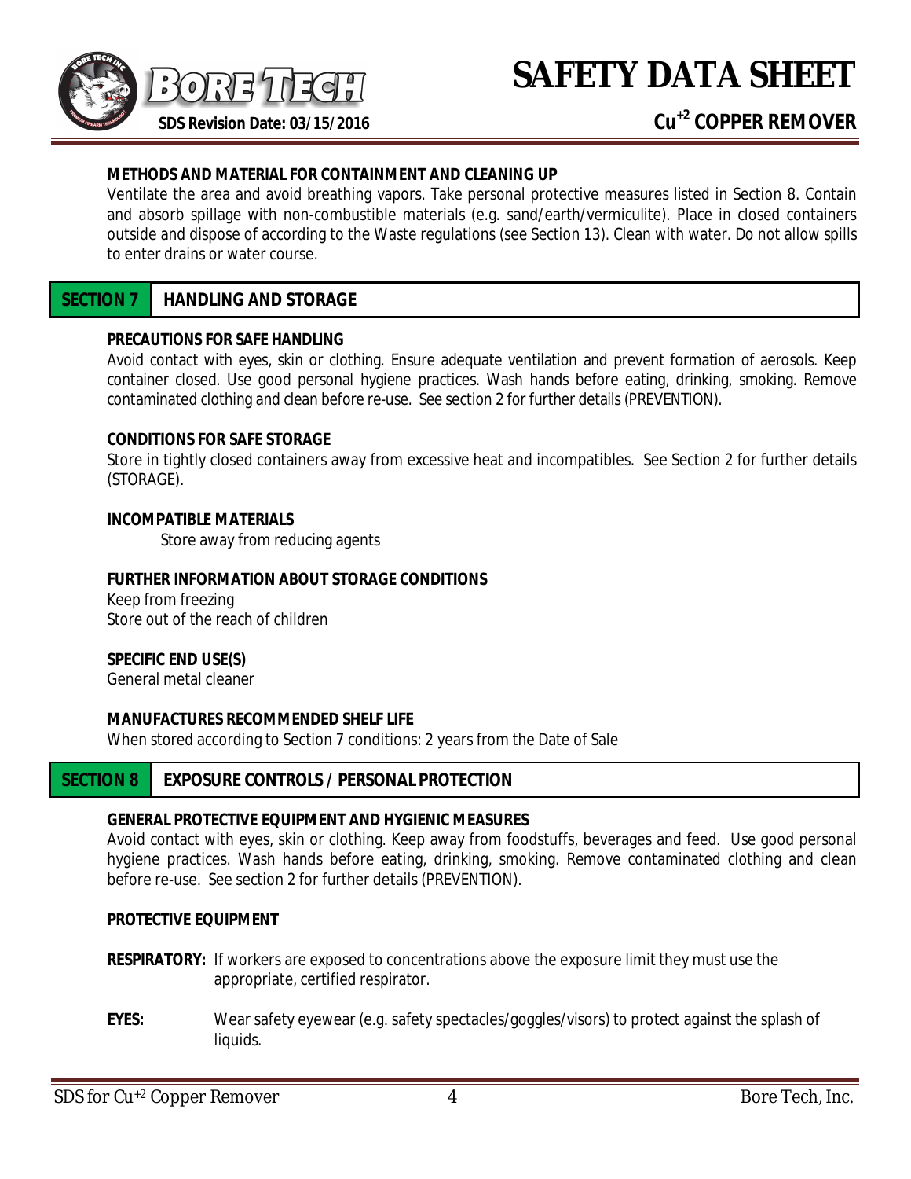#### METHODS AND MATERIAL FOR CONTAINMENT AND CLEANING UP

Ventilate the area and avoid breathing vapors. Take personal protective measures listed in Section 8. Contain and absorb spillage with non-combustible materials (e.g. sand/earth/vermiculite). Place in closed containers outside and dispose of according to the Waste regulations (see Section 13). Clean with water. Do not allow spills to enter drains or water course.

## SECTION 7 HANDLING AND STORAGE

#### PRECAUTIONS FOR SAFE HANDLING

Avoid contact with eyes, skin or clothing. Ensure adequate ventilation and prevent formation of aerosols. Keep container closed. Use good personal hygiene practices. Wash hands before eating, drinking, smoking. Remove contaminated clothing and clean before re-use. See section 2 for further details (PREVENTION).

#### CONDITIONS FOR SAFE STORAGE

Store in tightly closed containers away from excessive heat and incompatibles. See Section 2 for further details (STORAGE).

#### INCOMPATIBLE MATERIALS

Store away from reducing agents

#### FURTHER INFORMATION ABOUT STORAGE CONDITIONS

Keep from freezing
Store out of the reach of children

#### SPECIFIC END USE(S)

General metal cleaner

#### MANUFACTURES RECOMMENDED SHELF LIFE

When stored according to Section 7 conditions: 2 years from the Date of Sale

## SECTION 8 EXPOSURE CONTROLS / PERSONAL PROTECTION

#### GENERAL PROTECTIVE EQUIPMENT AND HYGIENIC MEASURES

Avoid contact with eyes, skin or clothing. Keep away from foodstuffs, beverages and feed. Use good personal hygiene practices. Wash hands before eating, drinking, smoking. Remove contaminated clothing and clean before re-use. See section 2 for further details (PREVENTION).

#### PROTECTIVE EQUIPMENT

**RESPIRATORY:** If workers are exposed to concentrations above the exposure limit they must use the appropriate, certified respirator.

**EYES:** Wear safety eyewear (e.g. safety spectacles/goggles/visors) to protect against the splash of liquids.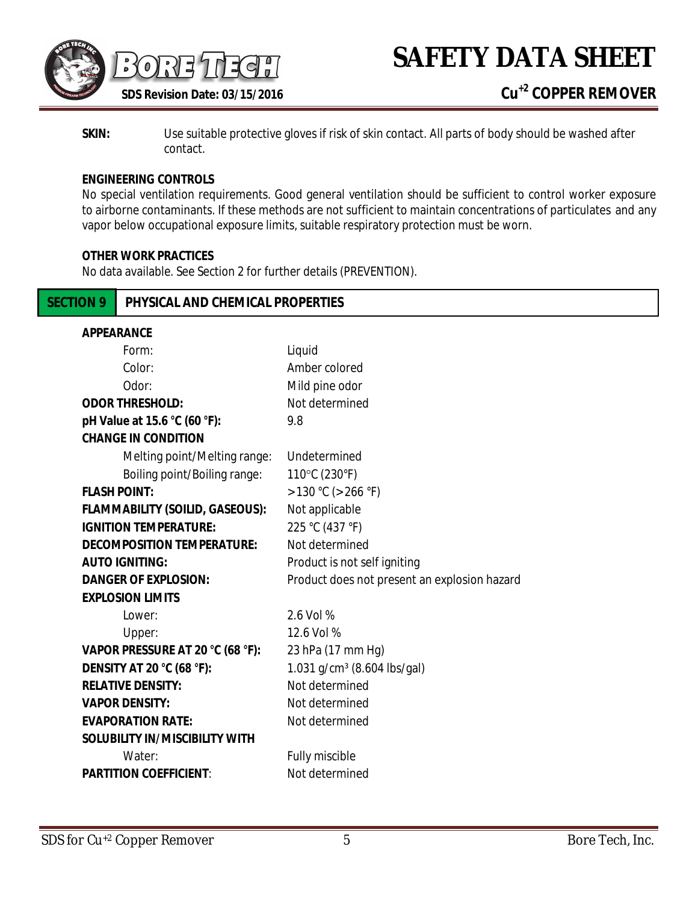**SKIN:** Use suitable protective gloves if risk of skin contact. All parts of body should be washed after contact.

**ENGINEERING CONTROLS**

No special ventilation requirements. Good general ventilation should be sufficient to control worker exposure to airborne contaminants. If these methods are not sufficient to maintain concentrations of particulates and any vapor below occupational exposure limits, suitable respiratory protection must be worn.

**OTHER WORK PRACTICES**

No data available. See Section 2 for further details (PREVENTION).

## SECTION 9 PHYSICAL AND CHEMICAL PROPERTIES

| | |
|---|---|
| **APPEARANCE** | |
| Form: | Liquid |
| Color: | Amber colored |
| Odor: | Mild pine odor |
| **ODOR THRESHOLD:** | Not determined |
| **pH Value at 15.6 °C (60 °F):** | 9.8 |
| **CHANGE IN CONDITION** | |
| Melting point/Melting range: | Undetermined |
| Boiling point/Boiling range: | 110°C (230°F) |
| **FLASH POINT:** | >130 °C (>266 °F) |
| **FLAMMABILITY (SOILID, GASEOUS):** | Not applicable |
| **IGNITION TEMPERATURE:** | 225 °C (437 °F) |
| **DECOMPOSITION TEMPERATURE:** | Not determined |
| **AUTO IGNITING:** | Product is not self igniting |
| **DANGER OF EXPLOSION:** | Product does not present an explosion hazard |
| **EXPLOSION LIMITS** | |
| Lower: | 2.6 Vol % |
| Upper: | 12.6 Vol % |
| **VAPOR PRESSURE AT 20 °C (68 °F):** | 23 hPa (17 mm Hg) |
| **DENSITY AT 20 °C (68 °F):** | 1.031 g/cm³ (8.604 lbs/gal) |
| **RELATIVE DENSITY:** | Not determined |
| **VAPOR DENSITY:** | Not determined |
| **EVAPORATION RATE:** | Not determined |
| **SOLUBILITY IN/MISCIBILITY WITH** | |
| Water: | Fully miscible |
| **PARTITION COEFFICIENT:** | Not determined |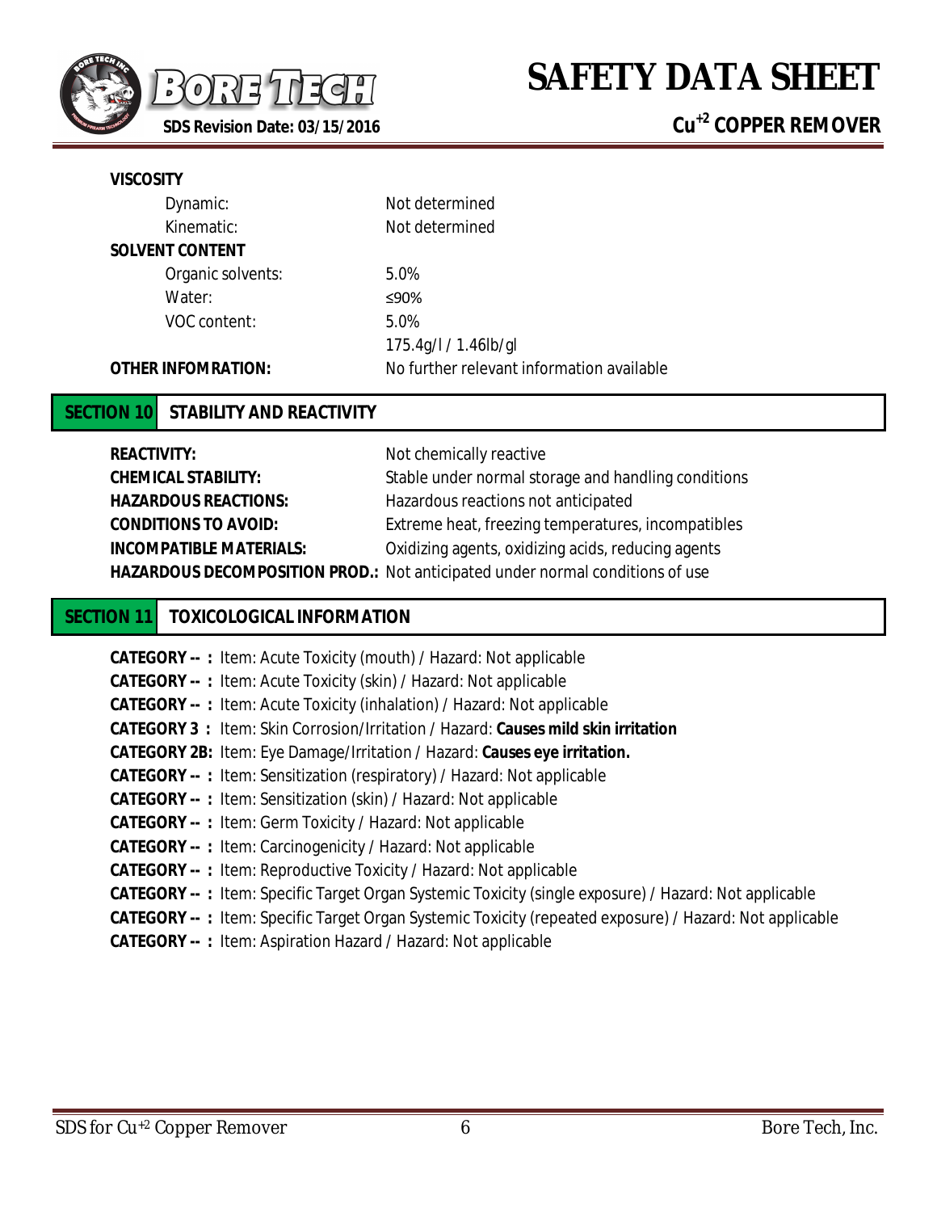**VISCOSITY**

| | |
|---|---|
| Dynamic: | Not determined |
| Kinematic: | Not determined |

**SOLVENT CONTENT**

| | |
|---|---|
| Organic solvents: | 5.0% |
| Water: | ≤90% |
| VOC content: | 5.0% |
| | 175.4g/l / 1.46lb/gl |

**OTHER INFOMRATION:** No further relevant information available

## SECTION 10 STABILITY AND REACTIVITY

| | |
|---|---|
| **REACTIVITY:** | Not chemically reactive |
| **CHEMICAL STABILITY:** | Stable under normal storage and handling conditions |
| **HAZARDOUS REACTIONS:** | Hazardous reactions not anticipated |
| **CONDITIONS TO AVOID:** | Extreme heat, freezing temperatures, incompatibles |
| **INCOMPATIBLE MATERIALS:** | Oxidizing agents, oxidizing acids, reducing agents |
| **HAZARDOUS DECOMPOSITION PROD.:** | Not anticipated under normal conditions of use |

## SECTION 11 TOXICOLOGICAL INFORMATION

**CATEGORY -- :** Item: Acute Toxicity (mouth) / Hazard: Not applicable
**CATEGORY -- :** Item: Acute Toxicity (skin) / Hazard: Not applicable
**CATEGORY -- :** Item: Acute Toxicity (inhalation) / Hazard: Not applicable
**CATEGORY 3 :** Item: Skin Corrosion/Irritation / Hazard: **Causes mild skin irritation**
**CATEGORY 2B:** Item: Eye Damage/Irritation / Hazard: **Causes eye irritation.**
**CATEGORY -- :** Item: Sensitization (respiratory) / Hazard: Not applicable
**CATEGORY -- :** Item: Sensitization (skin) / Hazard: Not applicable
**CATEGORY -- :** Item: Germ Toxicity / Hazard: Not applicable
**CATEGORY -- :** Item: Carcinogenicity / Hazard: Not applicable
**CATEGORY -- :** Item: Reproductive Toxicity / Hazard: Not applicable
**CATEGORY -- :** Item: Specific Target Organ Systemic Toxicity (single exposure) / Hazard: Not applicable
**CATEGORY -- :** Item: Specific Target Organ Systemic Toxicity (repeated exposure) / Hazard: Not applicable
**CATEGORY -- :** Item: Aspiration Hazard / Hazard: Not applicable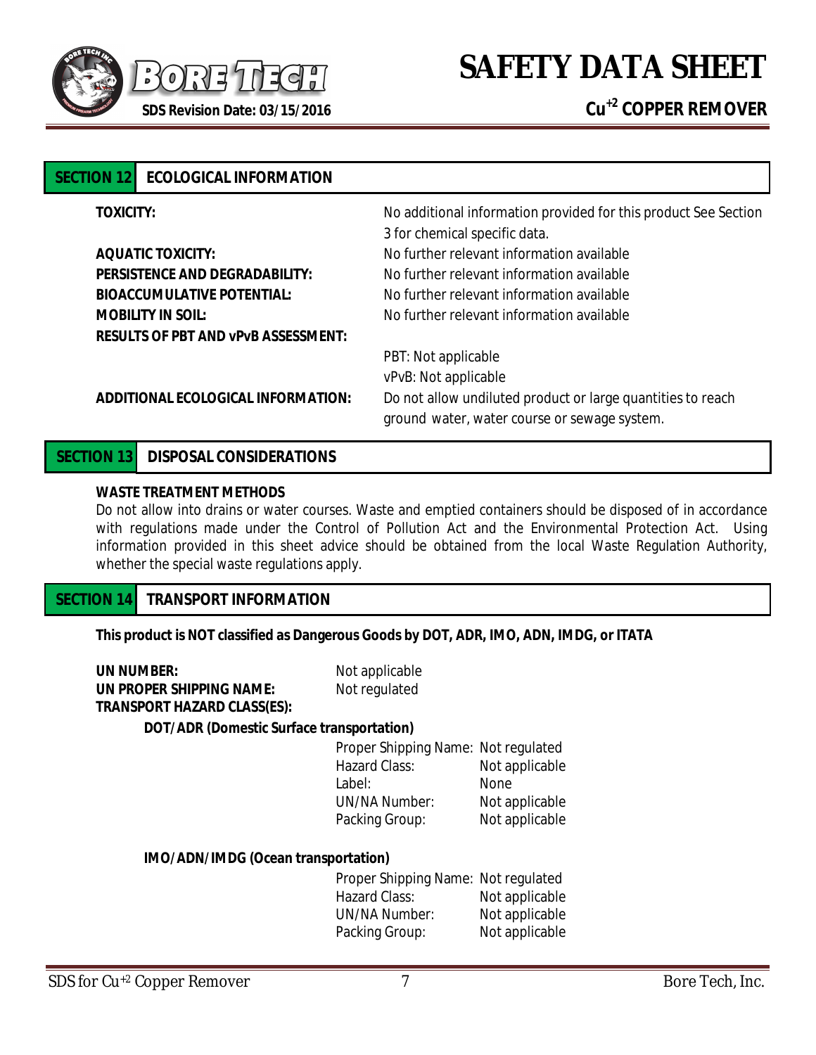## SECTION 12 ECOLOGICAL INFORMATION

| | |
|---|---|
| **TOXICITY:** | No additional information provided for this product See Section 3 for chemical specific data. |
| **AQUATIC TOXICITY:** | No further relevant information available |
| **PERSISTENCE AND DEGRADABILITY:** | No further relevant information available |
| **BIOACCUMULATIVE POTENTIAL:** | No further relevant information available |
| **MOBILITY IN SOIL:** | No further relevant information available |
| **RESULTS OF PBT AND vPvB ASSESSMENT:** | PBT: Not applicable<br>vPvB: Not applicable |
| **ADDITIONAL ECOLOGICAL INFORMATION:** | Do not allow undiluted product or large quantities to reach ground water, water course or sewage system. |

## SECTION 13 DISPOSAL CONSIDERATIONS

**WASTE TREATMENT METHODS**

Do not allow into drains or water courses. Waste and emptied containers should be disposed of in accordance with regulations made under the Control of Pollution Act and the Environmental Protection Act. Using information provided in this sheet advice should be obtained from the local Waste Regulation Authority, whether the special waste regulations apply.

## SECTION 14 TRANSPORT INFORMATION

**This product is NOT classified as Dangerous Goods by DOT, ADR, IMO, ADN, IMDG, or ITATA**

**UN NUMBER:** Not applicable
**UN PROPER SHIPPING NAME:** Not regulated
**TRANSPORT HAZARD CLASS(ES):**

**DOT/ADR (Domestic Surface transportation)**

| | |
|---|---|
| Proper Shipping Name: | Not regulated |
| Hazard Class: | Not applicable |
| Label: | None |
| UN/NA Number: | Not applicable |
| Packing Group: | Not applicable |

**IMO/ADN/IMDG (Ocean transportation)**

| | |
|---|---|
| Proper Shipping Name: | Not regulated |
| Hazard Class: | Not applicable |
| UN/NA Number: | Not applicable |
| Packing Group: | Not applicable |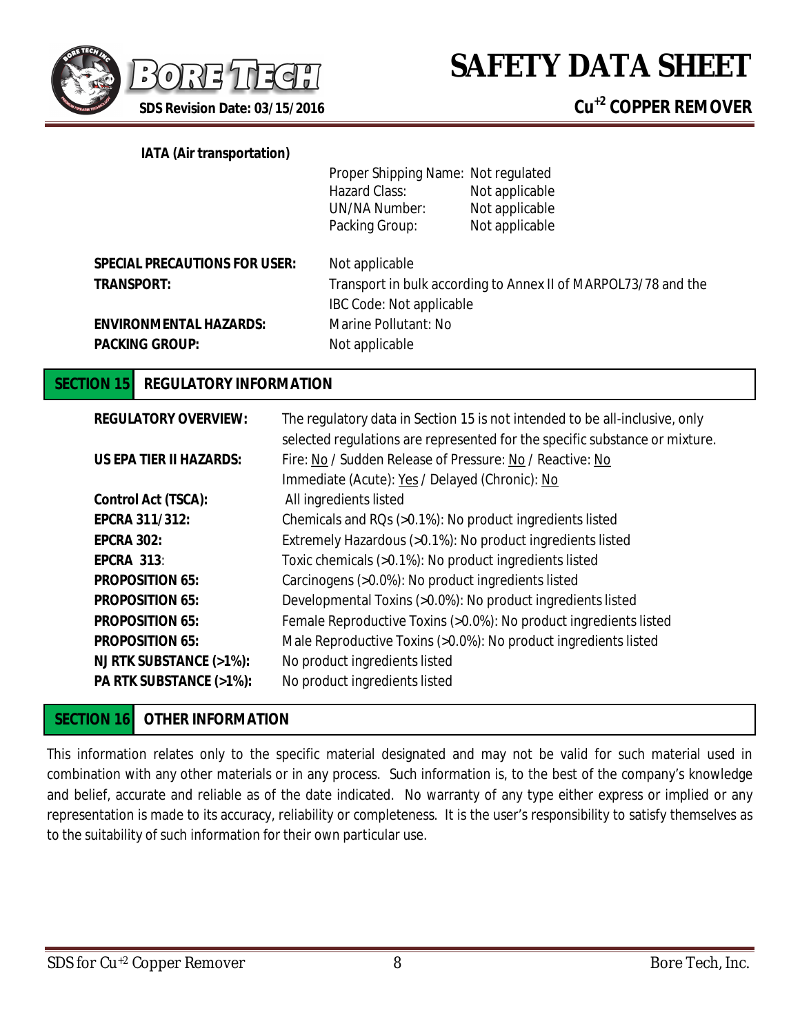**IATA (Air transportation)**

| | |
|---|---|
| Proper Shipping Name: | Not regulated |
| Hazard Class: | Not applicable |
| UN/NA Number: | Not applicable |
| Packing Group: | Not applicable |

**SPECIAL PRECAUTIONS FOR USER:** Not applicable

**TRANSPORT:** Transport in bulk according to Annex II of MARPOL73/78 and the IBC Code: Not applicable

**ENVIRONMENTAL HAZARDS:** Marine Pollutant: No

**PACKING GROUP:** Not applicable

## SECTION 15 REGULATORY INFORMATION

| | |
|---|---|
| **REGULATORY OVERVIEW:** | The regulatory data in Section 15 is not intended to be all-inclusive, only selected regulations are represented for the specific substance or mixture. |
| **US EPA TIER II HAZARDS:** | Fire: No / Sudden Release of Pressure: No / Reactive: No Immediate (Acute): Yes / Delayed (Chronic): No |
| **Control Act (TSCA):** | All ingredients listed |
| **EPCRA 311/312:** | Chemicals and RQs (>0.1%): No product ingredients listed |
| **EPCRA 302:** | Extremely Hazardous (>0.1%): No product ingredients listed |
| **EPCRA 313**: | Toxic chemicals (>0.1%): No product ingredients listed |
| **PROPOSITION 65:** | Carcinogens (>0.0%): No product ingredients listed |
| **PROPOSITION 65:** | Developmental Toxins (>0.0%): No product ingredients listed |
| **PROPOSITION 65:** | Female Reproductive Toxins (>0.0%): No product ingredients listed |
| **PROPOSITION 65:** | Male Reproductive Toxins (>0.0%): No product ingredients listed |
| **NJ RTK SUBSTANCE (>1%):** | No product ingredients listed |
| **PA RTK SUBSTANCE (>1%):** | No product ingredients listed |

## SECTION 16 OTHER INFORMATION

This information relates only to the specific material designated and may not be valid for such material used in combination with any other materials or in any process. Such information is, to the best of the company's knowledge and belief, accurate and reliable as of the date indicated. No warranty of any type either express or implied or any representation is made to its accuracy, reliability or completeness. It is the user's responsibility to satisfy themselves as to the suitability of such information for their own particular use.